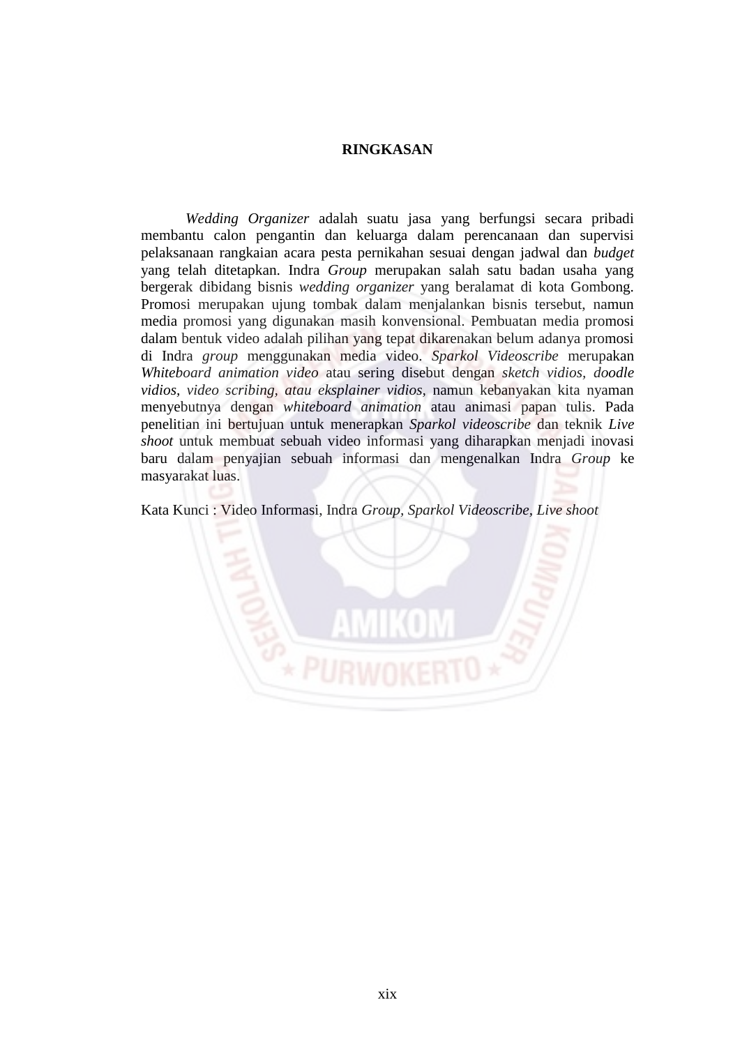# RINGKASAN

*Wedding Organizer* adalah suatu jasa yang berfungsi secara pribadi membantu calon pengantin dan keluarga dalam perencanaan dan supervisi pelaksanaan rangkaian acara pesta pernikahan sesuai dengan jadwal dan *budget* yang telah ditetapkan. Indra *Group* merupakan salah satu badan usaha yang bergerak dibidang bisnis *wedding organizer* yang beralamat di kota Gombong. Promosi merupakan ujung tombak dalam menjalankan bisnis tersebut, namun media promosi yang digunakan masih konvensional. Pembuatan media promosi dalam bentuk video adalah pilihan yang tepat dikarenakan belum adanya promosi di Indra *group* menggunakan media video. *Sparkol Videoscribe* merupakan *Whiteboard animation video* atau sering disebut dengan *sketch vidios, doodle vidios, video scribing, atau eksplainer vidios*, namun kebanyakan kita nyaman menyebutnya dengan *whiteboard animation* atau animasi papan tulis. Pada penelitian ini bertujuan untuk menerapkan *Sparkol videoscribe* dan teknik *Live shoot* untuk membuat sebuah video informasi yang diharapkan menjadi inovasi baru dalam penyajian sebuah informasi dan mengenalkan Indra *Group* ke masyarakat luas.

Kata Kunci : Video Informasi, Indra *Group*, *Sparkol Videoscribe*, *Live shoot*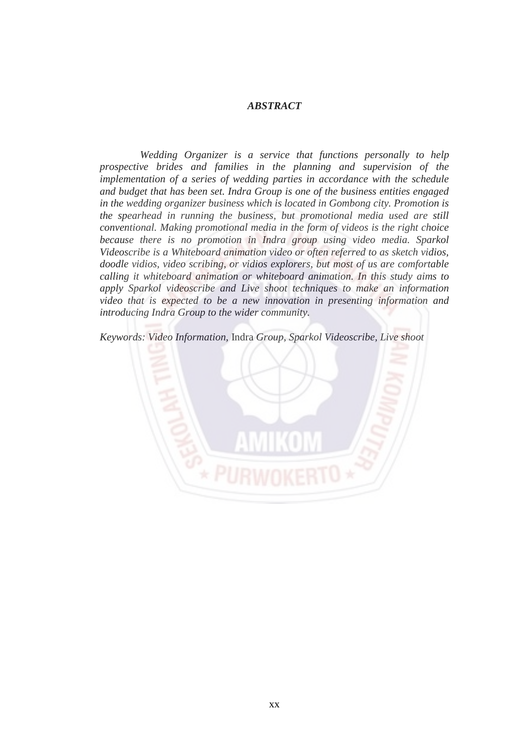## *ABSTRACT*

*Wedding Organizer is a service that functions personally to help prospective brides and families in the planning and supervision of the implementation of a series of wedding parties in accordance with the schedule and budget that has been set. Indra Group is one of the business entities engaged in the wedding organizer business which is located in Gombong city. Promotion is the spearhead in running the business, but promotional media used are still conventional. Making promotional media in the form of videos is the right choice because there is no promotion in Indra group using video media. Sparkol Videoscribe is a Whiteboard animation video or often referred to as sketch vidios, doodle vidios, video scribing, or vidios explorers, but most of us are comfortable calling it whiteboard animation or whiteboard animation. In this study aims to apply Sparkol videoscribe and Live shoot techniques to make an information video that is expected to be a new innovation in presenting information and introducing Indra Group to the wider community.*

*Keywords: Video Information,* Indra *Group, Sparkol Videoscribe, Live shoot*